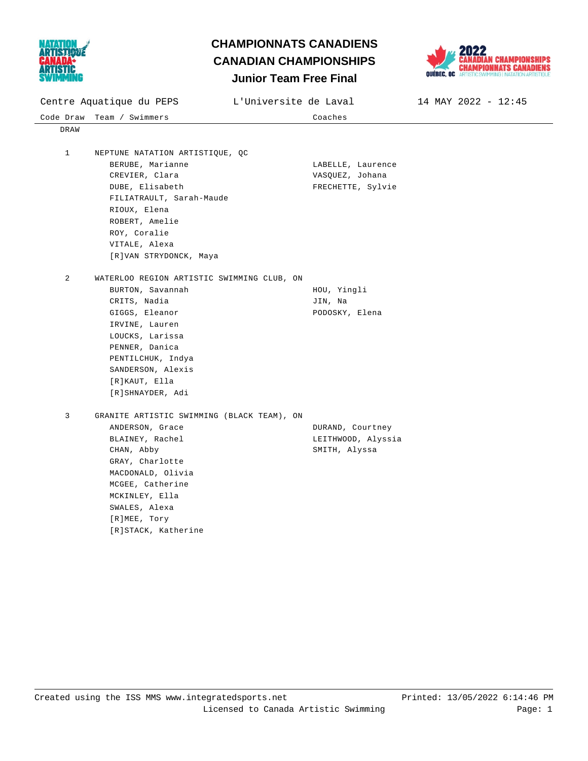# CHAMPIONNATS CANADIENS
# CANADIAN CHAMPIONSHIPS
## Junior Team Free Final

Centre Aquatique du PEPS | L'Universite de Laval | 14 MAY 2022 - 12:45

| Code Draw | Team / Swimmers | Coaches |
|---|---|---|
| DRAW | | |
| 1 | NEPTUNE NATATION ARTISTIQUE, QC | |
| | BERUBE, Marianne | LABELLE, Laurence |
| | CREVIER, Clara | VASQUEZ, Johana |
| | DUBE, Elisabeth | FRECHETTE, Sylvie |
| | FILIATRAULT, Sarah-Maude | |
| | RIOUX, Elena | |
| | ROBERT, Amelie | |
| | ROY, Coralie | |
| | VITALE, Alexa | |
| | [R]VAN STRYDONCK, Maya | |
| 2 | WATERLOO REGION ARTISTIC SWIMMING CLUB, ON | |
| | BURTON, Savannah | HOU, Yingli |
| | CRITS, Nadia | JIN, Na |
| | GIGGS, Eleanor | PODOSKY, Elena |
| | IRVINE, Lauren | |
| | LOUCKS, Larissa | |
| | PENNER, Danica | |
| | PENTILCHUK, Indya | |
| | SANDERSON, Alexis | |
| | [R]KAUT, Ella | |
| | [R]SHNAYDER, Adi | |
| 3 | GRANITE ARTISTIC SWIMMING (BLACK TEAM), ON | |
| | ANDERSON, Grace | DURAND, Courtney |
| | BLAINEY, Rachel | LEITHWOOD, Alyssia |
| | CHAN, Abby | SMITH, Alyssa |
| | GRAY, Charlotte | |
| | MACDONALD, Olivia | |
| | MCGEE, Catherine | |
| | MCKINLEY, Ella | |
| | SWALES, Alexa | |
| | [R]MEE, Tory | |
| | [R]STACK, Katherine | |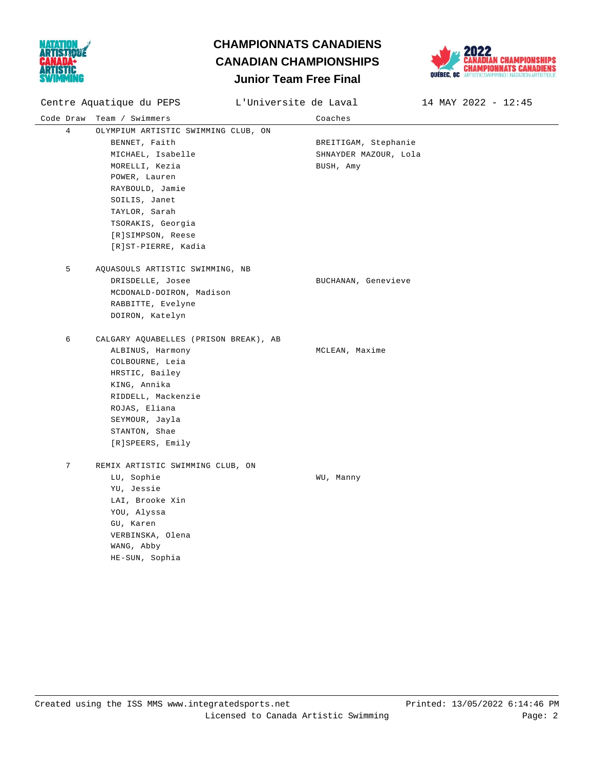# CHAMPIONNATS CANADIENS
# CANADIAN CHAMPIONSHIPS
## Junior Team Free Final

Centre Aquatique du PEPS | L'Universite de Laval | 14 MAY 2022 - 12:45

| Code | Draw | Team / Swimmers | Coaches |
|---|---|---|---|
| | 4 | OLYMPIUM ARTISTIC SWIMMING CLUB, ON | |
| | | BENNET, Faith | BREITIGAM, Stephanie |
| | | MICHAEL, Isabelle | SHNAYDER MAZOUR, Lola |
| | | MORELLI, Kezia | BUSH, Amy |
| | | POWER, Lauren | |
| | | RAYBOULD, Jamie | |
| | | SOILIS, Janet | |
| | | TAYLOR, Sarah | |
| | | TSORAKIS, Georgia | |
| | | [R]SIMPSON, Reese | |
| | | [R]ST-PIERRE, Kadia | |
| | 5 | AQUASOULS ARTISTIC SWIMMING, NB | |
| | | DRISDELLE, Josee | BUCHANAN, Genevieve |
| | | MCDONALD-DOIRON, Madison | |
| | | RABBITTE, Evelyne | |
| | | DOIRON, Katelyn | |
| | 6 | CALGARY AQUABELLES (PRISON BREAK), AB | |
| | | ALBINUS, Harmony | MCLEAN, Maxime |
| | | COLBOURNE, Leia | |
| | | HRSTIC, Bailey | |
| | | KING, Annika | |
| | | RIDDELL, Mackenzie | |
| | | ROJAS, Eliana | |
| | | SEYMOUR, Jayla | |
| | | STANTON, Shae | |
| | | [R]SPEERS, Emily | |
| | 7 | REMIX ARTISTIC SWIMMING CLUB, ON | |
| | | LU, Sophie | WU, Manny |
| | | YU, Jessie | |
| | | LAI, Brooke Xin | |
| | | YOU, Alyssa | |
| | | GU, Karen | |
| | | VERBINSKA, Olena | |
| | | WANG, Abby | |
| | | HE-SUN, Sophia | |

Created using the ISS MMS www.integratedsports.net
Licensed to Canada Artistic Swimming
Printed: 13/05/2022 6:14:46 PM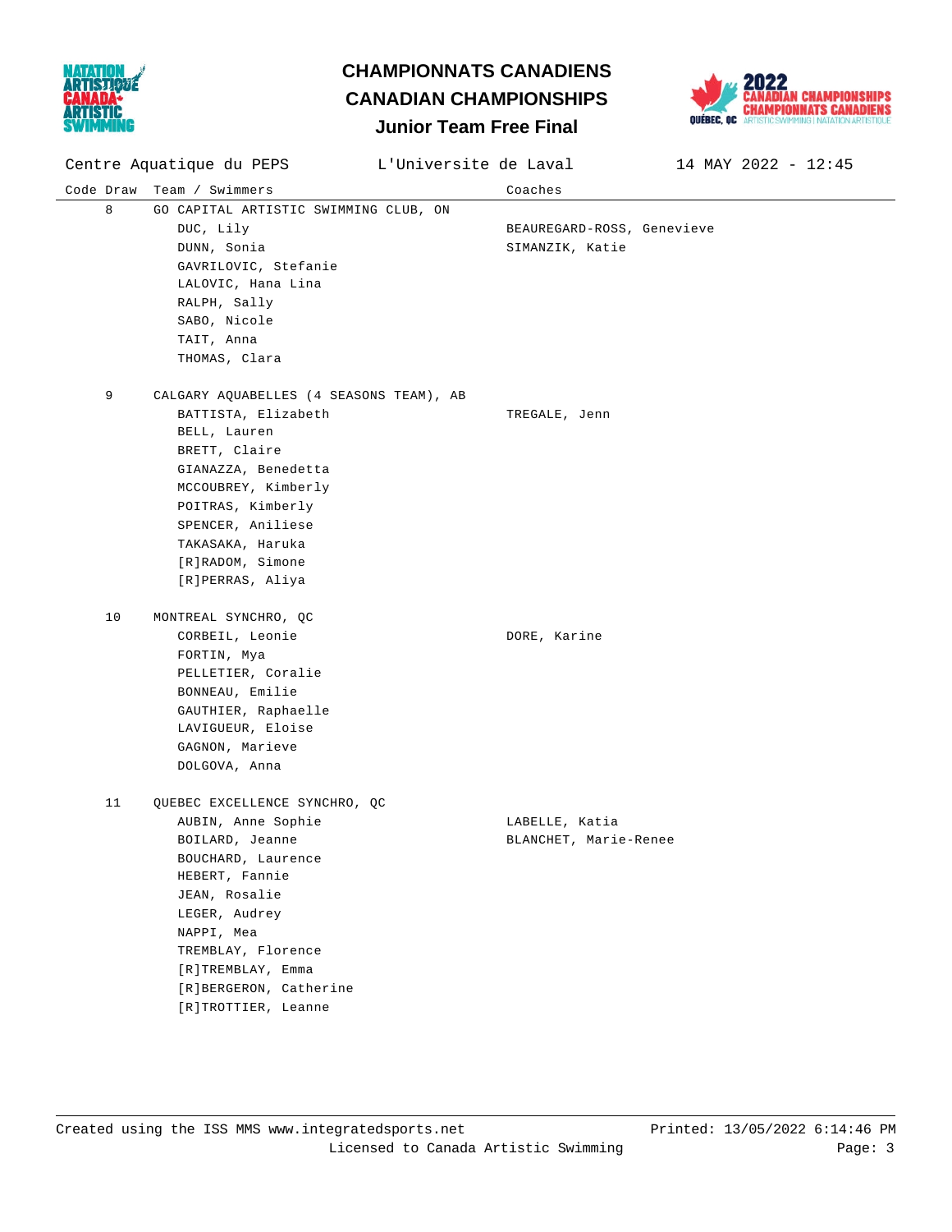# CHAMPIONNATS CANADIENS
# CANADIAN CHAMPIONSHIPS
## Junior Team Free Final

Centre Aquatique du PEPS | L'Universite de Laval | 14 MAY 2022 - 12:45

| Code | Draw | Team / Swimmers | Coaches |
|---|---|---|---|
| | 8 | GO CAPITAL ARTISTIC SWIMMING CLUB, ON | |
| | | DUC, Lily | BEAUREGARD-ROSS, Genevieve |
| | | DUNN, Sonia | SIMANZIK, Katie |
| | | GAVRILOVIC, Stefanie | |
| | | LALOVIC, Hana Lina | |
| | | RALPH, Sally | |
| | | SABO, Nicole | |
| | | TAIT, Anna | |
| | | THOMAS, Clara | |
| | 9 | CALGARY AQUABELLES (4 SEASONS TEAM), AB | |
| | | BATTISTA, Elizabeth | TREGALE, Jenn |
| | | BELL, Lauren | |
| | | BRETT, Claire | |
| | | GIANAZZA, Benedetta | |
| | | MCCOUBREY, Kimberly | |
| | | POITRAS, Kimberly | |
| | | SPENCER, Aniliese | |
| | | TAKASAKA, Haruka | |
| | | [R]RADOM, Simone | |
| | | [R]PERRAS, Aliya | |
| | 10 | MONTREAL SYNCHRO, QC | |
| | | CORBEIL, Leonie | DORE, Karine |
| | | FORTIN, Mya | |
| | | PELLETIER, Coralie | |
| | | BONNEAU, Emilie | |
| | | GAUTHIER, Raphaelle | |
| | | LAVIGUEUR, Eloise | |
| | | GAGNON, Marieve | |
| | | DOLGOVA, Anna | |
| | 11 | QUEBEC EXCELLENCE SYNCHRO, QC | |
| | | AUBIN, Anne Sophie | LABELLE, Katia |
| | | BOILARD, Jeanne | BLANCHET, Marie-Renee |
| | | BOUCHARD, Laurence | |
| | | HEBERT, Fannie | |
| | | JEAN, Rosalie | |
| | | LEGER, Audrey | |
| | | NAPPI, Mea | |
| | | TREMBLAY, Florence | |
| | | [R]TREMBLAY, Emma | |
| | | [R]BERGERON, Catherine | |
| | | [R]TROTTIER, Leanne | |

Created using the ISS MMS www.integratedsports.net — Printed: 13/05/2022 6:14:46 PM
Licensed to Canada Artistic Swimming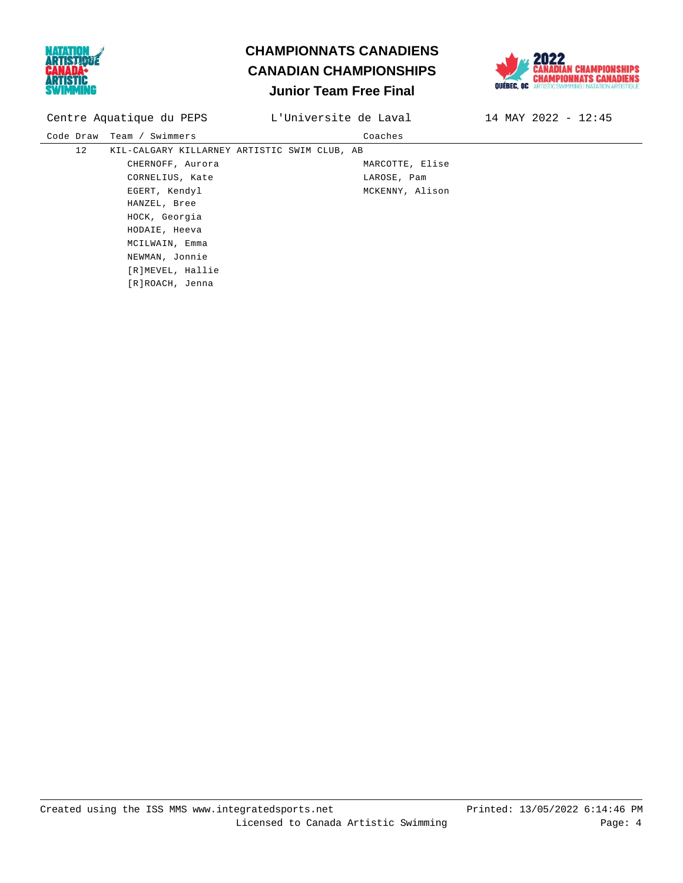# CHAMPIONNATS CANADIENS
# CANADIAN CHAMPIONSHIPS
## Junior Team Free Final

Centre Aquatique du PEPS | L'Universite de Laval | 14 MAY 2022 - 12:45

| Code Draw | Team / Swimmers | Coaches |
|---|---|---|
| 12 | KIL-CALGARY KILLARNEY ARTISTIC SWIM CLUB, AB | |
| | CHERNOFF, Aurora | MARCOTTE, Elise |
| | CORNELIUS, Kate | LAROSE, Pam |
| | EGERT, Kendyl | MCKENNY, Alison |
| | HANZEL, Bree | |
| | HOCK, Georgia | |
| | HODAIE, Heeva | |
| | MCILWAIN, Emma | |
| | NEWMAN, Jonnie | |
| | [R]MEVEL, Hallie | |
| | [R]ROACH, Jenna | |

Created using the ISS MMS www.integratedsports.net — Printed: 13/05/2022 6:14:46 PM

Licensed to Canada Artistic Swimming